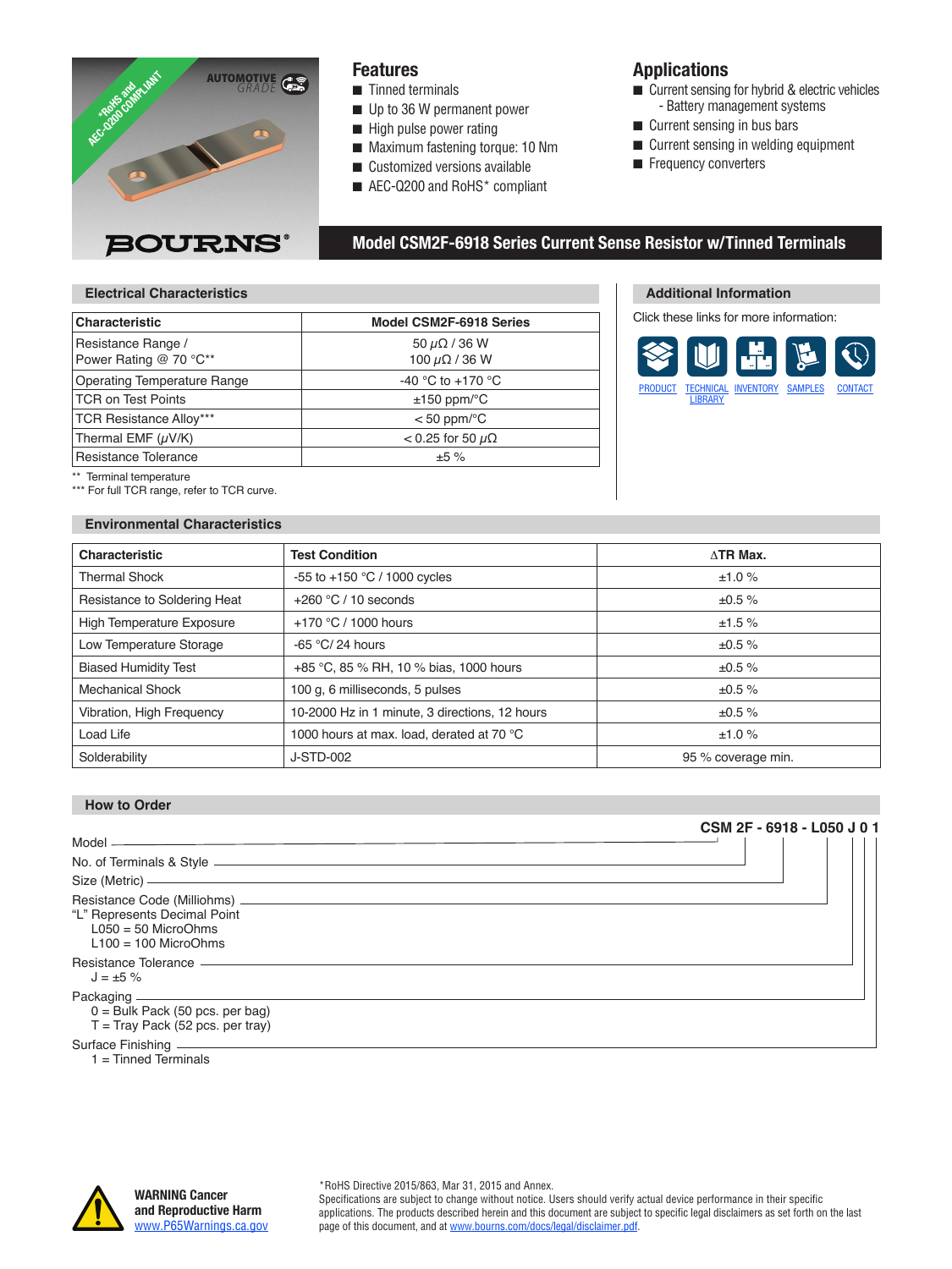*RoHS and AEC-Q200 COMPLIANT

AUTOMOTIVE GRADE

BOURNS®

## Features

- Tinned terminals
- Up to 36 W permanent power
- High pulse power rating
- Maximum fastening torque: 10 Nm
- Customized versions available
- AEC-Q200 and RoHS* compliant

## Applications

- Current sensing for hybrid & electric vehicles
  - Battery management systems
- Current sensing in bus bars
- Current sensing in welding equipment
- Frequency converters

# Model CSM2F-6918 Series Current Sense Resistor w/Tinned Terminals

## Electrical Characteristics

| Characteristic | Model CSM2F-6918 Series |
|---|---|
| Resistance Range / Power Rating @ 70 °C** | 50 $\mu\Omega$ / 36 W<br>100 $\mu\Omega$ / 36 W |
| Operating Temperature Range | -40 °C to +170 °C |
| TCR on Test Points | ±150 ppm/°C |
| TCR Resistance Alloy*** | < 50 ppm/°C |
| Thermal EMF ($\mu$V/K) | < 0.25 for 50 $\mu\Omega$ |
| Resistance Tolerance | ±5 % |

** Terminal temperature
*** For full TCR range, refer to TCR curve.

## Additional Information

Click these links for more information:

PRODUCT | TECHNICAL LIBRARY | INVENTORY | SAMPLES | CONTACT

## Environmental Characteristics

| Characteristic | Test Condition | ∆TR Max. |
|---|---|---|
| Thermal Shock | -55 to +150 °C / 1000 cycles | ±1.0 % |
| Resistance to Soldering Heat | +260 °C / 10 seconds | ±0.5 % |
| High Temperature Exposure | +170 °C / 1000 hours | ±1.5 % |
| Low Temperature Storage | -65 °C/ 24 hours | ±0.5 % |
| Biased Humidity Test | +85 °C, 85 % RH, 10 % bias, 1000 hours | ±0.5 % |
| Mechanical Shock | 100 g, 6 milliseconds, 5 pulses | ±0.5 % |
| Vibration, High Frequency | 10-2000 Hz in 1 minute, 3 directions, 12 hours | ±0.5 % |
| Load Life | 1000 hours at max. load, derated at 70 °C | ±1.0 % |
| Solderability | J-STD-002 | 95 % coverage min. |

## How to Order

**CSM 2F - 6918 - L050 J 0 1**

- Model (CSM)
- No. of Terminals & Style (2F)
- Size (Metric) (6918)
- Resistance Code (Milliohms) (L050)
  - "L" Represents Decimal Point
  - L050 = 50 MicroOhms
  - L100 = 100 MicroOhms
- Resistance Tolerance (J)
  - J = ±5 %
- Packaging (0)
  - 0 = Bulk Pack (50 pcs. per bag)
  - T = Tray Pack (52 pcs. per tray)
- Surface Finishing (1)
  - 1 = Tinned Terminals

**WARNING Cancer and Reproductive Harm**
www.P65Warnings.ca.gov

*RoHS Directive 2015/863, Mar 31, 2015 and Annex.
Specifications are subject to change without notice. Users should verify actual device performance in their specific applications. The products described herein and this document are subject to specific legal disclaimers as set forth on the last page of this document, and at www.bourns.com/docs/legal/disclaimer.pdf.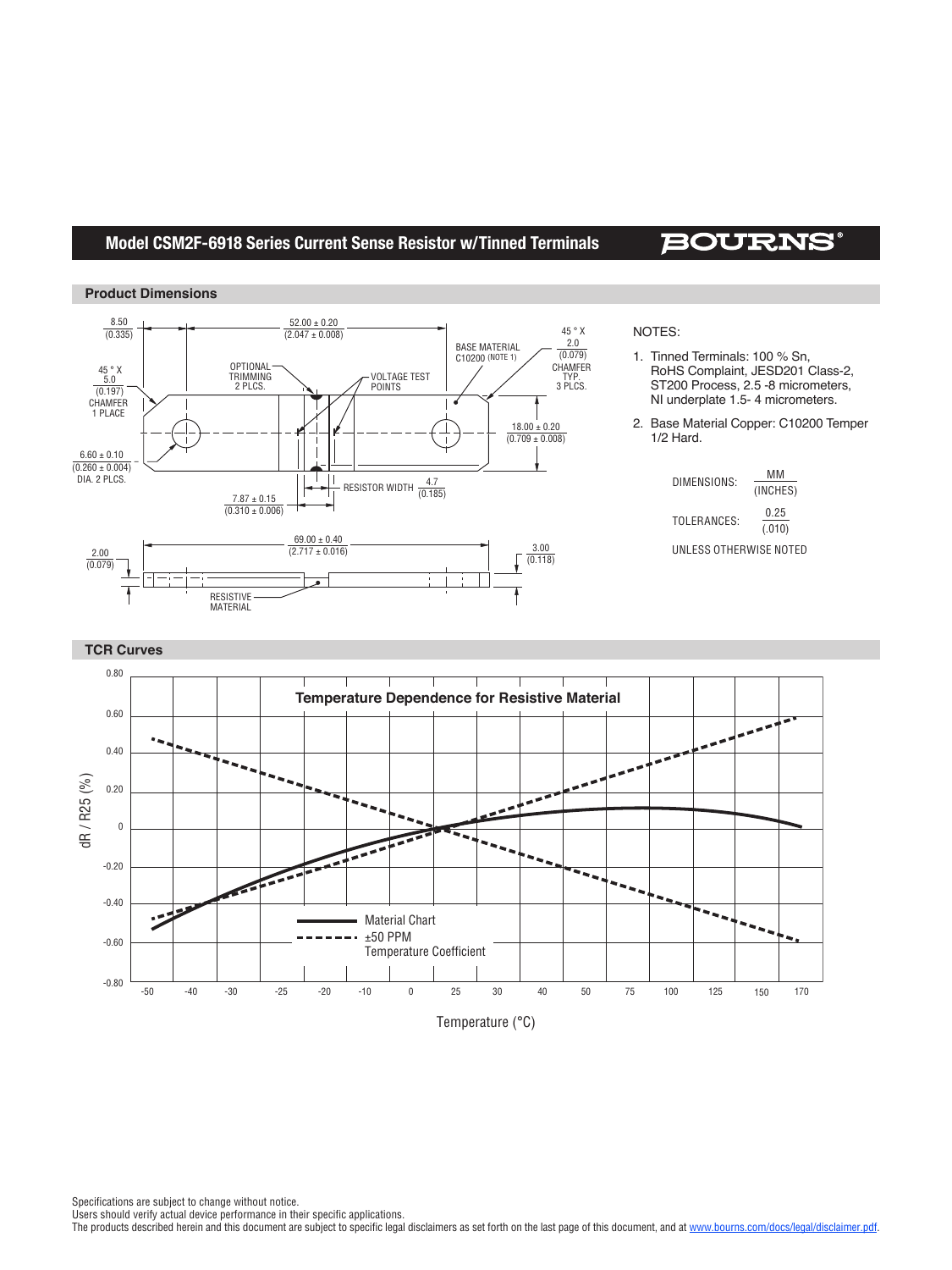## Model CSM2F-6918 Series Current Sense Resistor w/Tinned Terminals

### Product Dimensions

8.50 (0.335)

52.00 ± 0.20 (2.047 ± 0.008)

45 ° X 2.0 (0.079) CHAMFER TYP. 3 PLCS.

BASE MATERIAL C10200 (NOTE 1)

45 ° X 5.0 (0.197) CHAMFER 1 PLACE

OPTIONAL TRIMMING 2 PLCS.

VOLTAGE TEST POINTS

18.00 ± 0.20 (0.709 ± 0.008)

6.60 ± 0.10 (0.260 ± 0.004) DIA. 2 PLCS.

RESISTOR WIDTH 4.7 (0.185)

7.87 ± 0.15 (0.310 ± 0.006)

69.00 ± 0.40 (2.717 ± 0.016)

2.00 (0.079)

3.00 (0.118)

RESISTIVE MATERIAL

NOTES:

1. Tinned Terminals: 100 % Sn, RoHS Complaint, JESD201 Class-2, ST200 Process, 2.5 -8 micrometers, NI underplate 1.5- 4 micrometers.
2. Base Material Copper: C10200 Temper 1/2 Hard.

DIMENSIONS: MM / (INCHES)

TOLERANCES: 0.25 / (.010)

UNLESS OTHERWISE NOTED

### TCR Curves

**Temperature Dependence for Resistive Material**

Legend: Material Chart; ±50 PPM Temperature Coefficient

dR / R25 (%): 0.80, 0.60, 0.40, 0.20, 0, -0.20, -0.40, -0.60, -0.80

Temperature (°C): -50, -40, -30, -25, -20, -10, 0, 25, 30, 40, 50, 75, 100, 125, 150, 170

Specifications are subject to change without notice.
Users should verify actual device performance in their specific applications.
The products described herein and this document are subject to specific legal disclaimers as set forth on the last page of this document, and at www.bourns.com/docs/legal/disclaimer.pdf.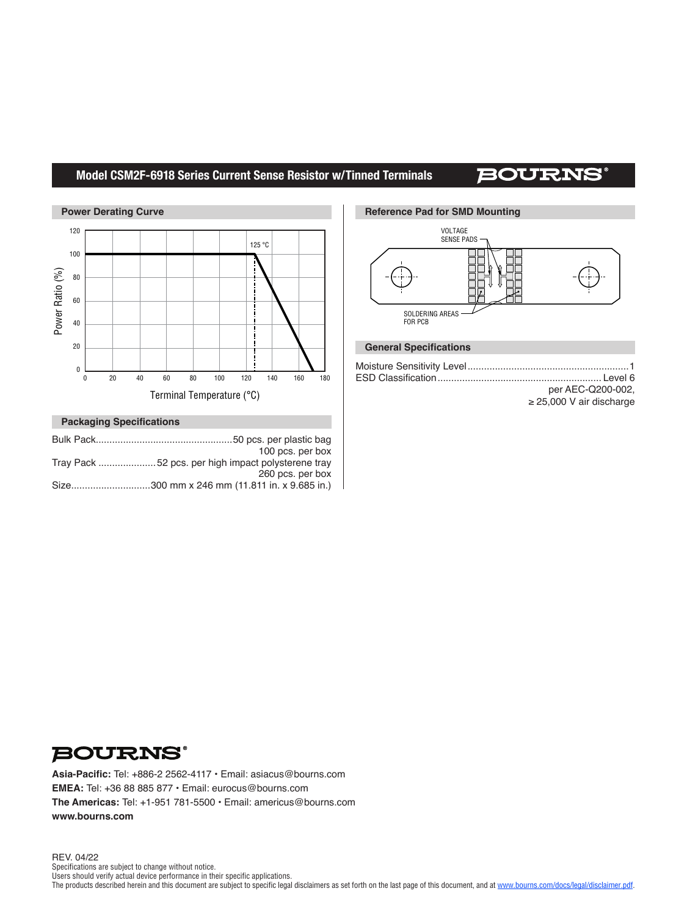# Model CSM2F-6918 Series Current Sense Resistor w/Tinned Terminals

## Power Derating Curve

120
100
80
60
40
20
0

Power Ratio (%)

0 20 40 60 80 100 120 140 160 180

Terminal Temperature (°C)

125 °C

## Packaging Specifications

Bulk Pack.................................................50 pcs. per plastic bag
100 pcs. per box

Tray Pack .....................52 pcs. per high impact polystyrene tray
260 pcs. per box

Size............................300 mm x 246 mm (11.811 in. x 9.685 in.)

## Reference Pad for SMD Mounting

VOLTAGE SENSE PADS

SOLDERING AREAS FOR PCB

## General Specifications

Moisture Sensitivity Level..........................................................1

ESD Classification........................................................... Level 6
per AEC-Q200-002,
≥ 25,000 V air discharge

**Asia-Pacific:** Tel: +886-2 2562-4117 • Email: asiacus@bourns.com
**EMEA:** Tel: +36 88 885 877 • Email: eurocus@bourns.com
**The Americas:** Tel: +1-951 781-5500 • Email: americus@bourns.com
**www.bourns.com**

REV. 04/22
Specifications are subject to change without notice.
Users should verify actual device performance in their specific applications.
The products described herein and this document are subject to specific legal disclaimers as set forth on the last page of this document, and at www.bourns.com/docs/legal/disclaimer.pdf.